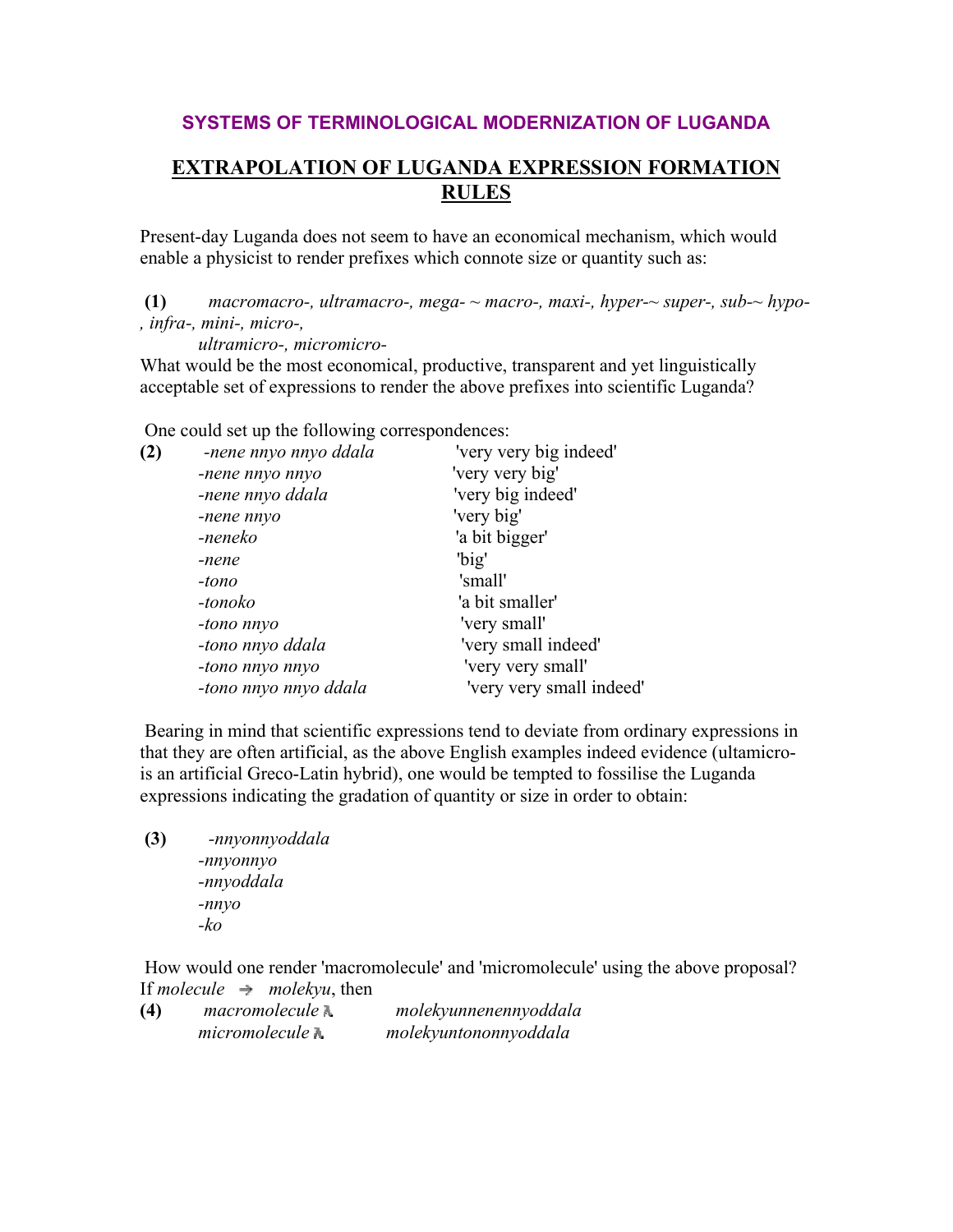## SYSTEMS OF TERMINOLOGICAL MODERNIZATION OF LUGANDA

## EXTRAPOLATION OF LUGANDA EXPRESSION FORMATION RULES

Present-day Luganda does not seem to have an economical mechanism, which would enable a physicist to render prefixes which connote size or quantity such as:

**(1)** *macromacro-, ultramacro-, mega- ~ macro-, maxi-, hyper-~ super-, sub-~ hypo-, infra-, mini-, micro-, ultramicro-, micromicro-*

What would be the most economical, productive, transparent and yet linguistically acceptable set of expressions to render the above prefixes into scientific Luganda?

One could set up the following correspondences:

**(2)**

| | |
|---|---|
| *-nene nnyo nnyo ddala* | 'very very big indeed' |
| *-nene nnyo nnyo* | 'very very big' |
| *-nene nnyo ddala* | 'very big indeed' |
| *-nene nnyo* | 'very big' |
| *-neneko* | 'a bit bigger' |
| *-nene* | 'big' |
| *-tono* | 'small' |
| *-tonoko* | 'a bit smaller' |
| *-tono nnyo* | 'very small' |
| *-tono nnyo ddala* | 'very small indeed' |
| *-tono nnyo nnyo* | 'very very small' |
| *-tono nnyo nnyo ddala* | 'very very small indeed' |

Bearing in mind that scientific expressions tend to deviate from ordinary expressions in that they are often artificial, as the above English examples indeed evidence (ultamicro- is an artificial Greco-Latin hybrid), one would be tempted to fossilise the Luganda expressions indicating the gradation of quantity or size in order to obtain:

**(3)**
*-nnyonnyoddala*
*-nnyonnyo*
*-nnyoddala*
*-nnyo*
*-ko*

How would one render 'macromolecule' and 'micromolecule' using the above proposal? If *molecule* → *molekyu*, then

**(4)**
*macromolecule* → *molekyunnenennyoddala*
*micromolecule* → *molekyuntononnyoddala*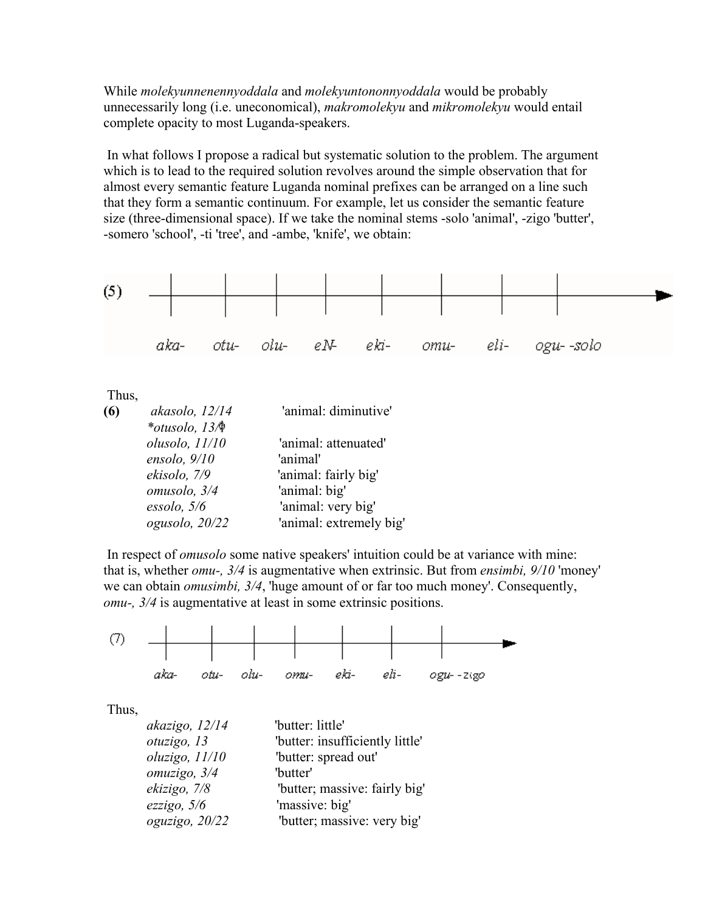While *molekyunnenennyoddala* and *molekyuntononnyoddala* would be probably unnecessarily long (i.e. uneconomical), *makromolekyu* and *mikromolekyu* would entail complete opacity to most Luganda-speakers.

In what follows I propose a radical but systematic solution to the problem. The argument which is to lead to the required solution revolves around the simple observation that for almost every semantic feature Luganda nominal prefixes can be arranged on a line such that they form a semantic continuum. For example, let us consider the semantic feature size (three-dimensional space). If we take the nominal stems -solo 'animal', -zigo 'butter', -somero 'school', -ti 'tree', and -ambe, 'knife', we obtain:

(5) *aka-* &nbsp; *otu-* &nbsp; *olu-* &nbsp; *eN-* &nbsp; *eki-* &nbsp; *omu-* &nbsp; *eli-* &nbsp; *ogu-* *-solo*

Thus,

**(6)**

| | |
|---|---|
| *akasolo, 12/14* | 'animal: diminutive' |
| *\*otusolo, 13/Φ* | |
| *olusolo, 11/10* | 'animal: attenuated' |
| *ensolo, 9/10* | 'animal' |
| *ekisolo, 7/9* | 'animal: fairly big' |
| *omusolo, 3/4* | 'animal: big' |
| *essolo, 5/6* | 'animal: very big' |
| *ogusolo, 20/22* | 'animal: extremely big' |

In respect of *omusolo* some native speakers' intuition could be at variance with mine: that is, whether *omu-, 3/4* is augmentative when extrinsic. But from *ensimbi, 9/10* 'money' we can obtain *omusimbi, 3/4*, 'huge amount of or far too much money'. Consequently, *omu-, 3/4* is augmentative at least in some extrinsic positions.

(7) *aka-* &nbsp; *otu-* &nbsp; *olu-* &nbsp; *omu-* &nbsp; *eki-* &nbsp; *eli-* &nbsp; *ogu-* *-zigo*

Thus,

| | |
|---|---|
| *akazigo, 12/14* | 'butter: little' |
| *otuzigo, 13* | 'butter: insufficiently little' |
| *oluzigo, 11/10* | 'butter: spread out' |
| *omuzigo, 3/4* | 'butter' |
| *ekizigo, 7/8* | 'butter; massive: fairly big' |
| *ezzigo, 5/6* | 'massive: big' |
| *oguzigo, 20/22* | 'butter; massive: very big' |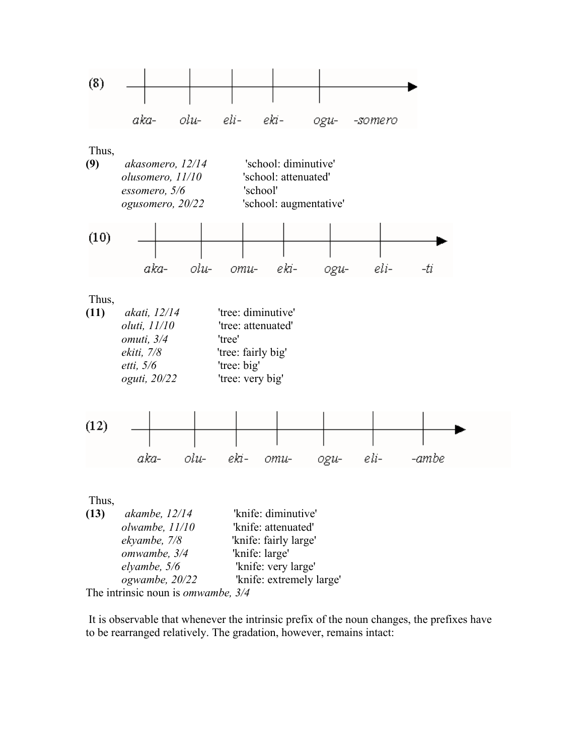(8)

aka- olu- eli- eki- ogu- -somero

Thus,

**(9)** *akasomero, 12/14* 'school: diminutive'
*olusomero, 11/10* 'school: attenuated'
*essomero, 5/6* 'school'
*ogusomero, 20/22* 'school: augmentative'

(10)

aka- olu- omu- eki- ogu- eli- -ti

Thus,

**(11)** *akati, 12/14* 'tree: diminutive'
*oluti, 11/10* 'tree: attenuated'
*omuti, 3/4* 'tree'
*ekiti, 7/8* 'tree: fairly big'
*etti, 5/6* 'tree: big'
*oguti, 20/22* 'tree: very big'

(12)

aka- olu- eki- omu- ogu- eli- -ambe

Thus,

**(13)** *akambe, 12/14* 'knife: diminutive'
*olwambe, 11/10* 'knife: attenuated'
*ekyambe, 7/8* 'knife: fairly large'
*omwambe, 3/4* 'knife: large'
*elyambe, 5/6* 'knife: very large'
*ogwambe, 20/22* 'knife: extremely large'

The intrinsic noun is *omwambe, 3/4*

It is observable that whenever the intrinsic prefix of the noun changes, the prefixes have to be rearranged relatively. The gradation, however, remains intact: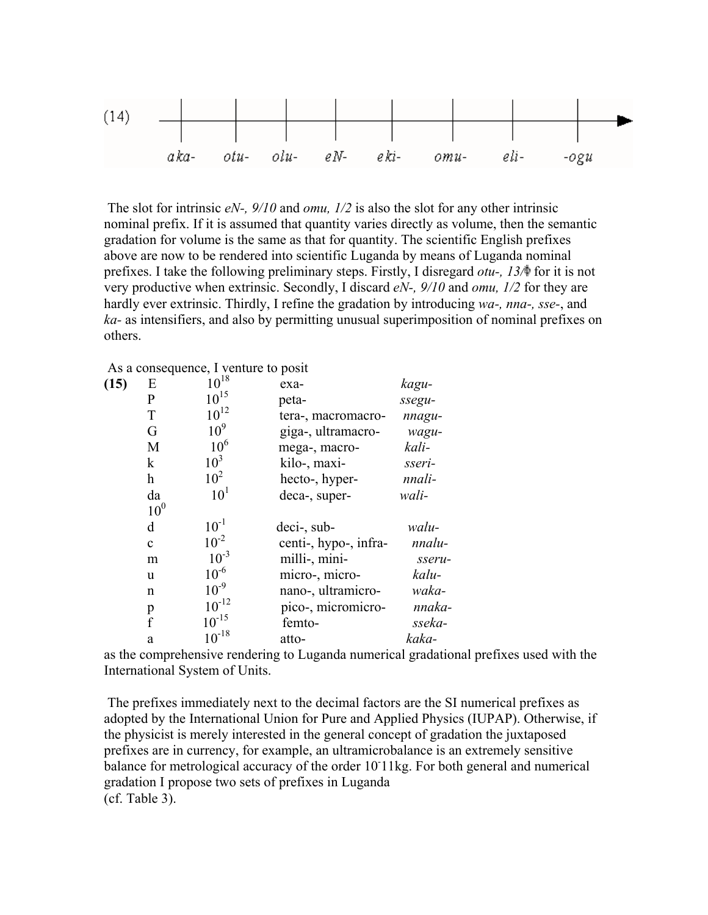(14) aka- otu- olu- eN- eki- omu- eli- -ogu

The slot for intrinsic *eN-, 9/10* and *omu, 1/2* is also the slot for any other intrinsic nominal prefix. If it is assumed that quantity varies directly as volume, then the semantic gradation for volume is the same as that for quantity. The scientific English prefixes above are now to be rendered into scientific Luganda by means of Luganda nominal prefixes. I take the following preliminary steps. Firstly, I disregard *otu-, 13/* for it is not very productive when extrinsic. Secondly, I discard *eN-, 9/10* and *omu, 1/2* for they are hardly ever extrinsic. Thirdly, I refine the gradation by introducing *wa-, nna-, sse-*, and *ka-* as intensifiers, and also by permitting unusual superimposition of nominal prefixes on others.

As a consequence, I venture to posit

**(15)**

| | | | |
|---|---|---|---|
| E | $10^{18}$ | exa- | *kagu-* |
| P | $10^{15}$ | peta- | *ssegu-* |
| T | $10^{12}$ | tera-, macromacro- | *nnagu-* |
| G | $10^{9}$ | giga-, ultramacro- | *wagu-* |
| M | $10^{6}$ | mega-, macro- | *kali-* |
| k | $10^{3}$ | kilo-, maxi- | *sseri-* |
| h | $10^{2}$ | hecto-, hyper- | *nnali-* |
| da | $10^{1}$ | deca-, super- | *wali-* |
| $10^{0}$ | | | |
| d | $10^{-1}$ | deci-, sub- | *walu-* |
| c | $10^{-2}$ | centi-, hypo-, infra- | *nnalu-* |
| m | $10^{-3}$ | milli-, mini- | *sseru-* |
| u | $10^{-6}$ | micro-, micro- | *kalu-* |
| n | $10^{-9}$ | nano-, ultramicro- | *waka-* |
| p | $10^{-12}$ | pico-, micromicro- | *nnaka-* |
| f | $10^{-15}$ | femto- | *sseka-* |
| a | $10^{-18}$ | atto- | *kaka-* |

as the comprehensive rendering to Luganda numerical gradational prefixes used with the International System of Units.

The prefixes immediately next to the decimal factors are the SI numerical prefixes as adopted by the International Union for Pure and Applied Physics (IUPAP). Otherwise, if the physicist is merely interested in the general concept of gradation the juxtaposed prefixes are in currency, for example, an ultramicrobalance is an extremely sensitive balance for metrological accuracy of the order $10^{-}11$kg. For both general and numerical gradation I propose two sets of prefixes in Luganda (cf. Table 3).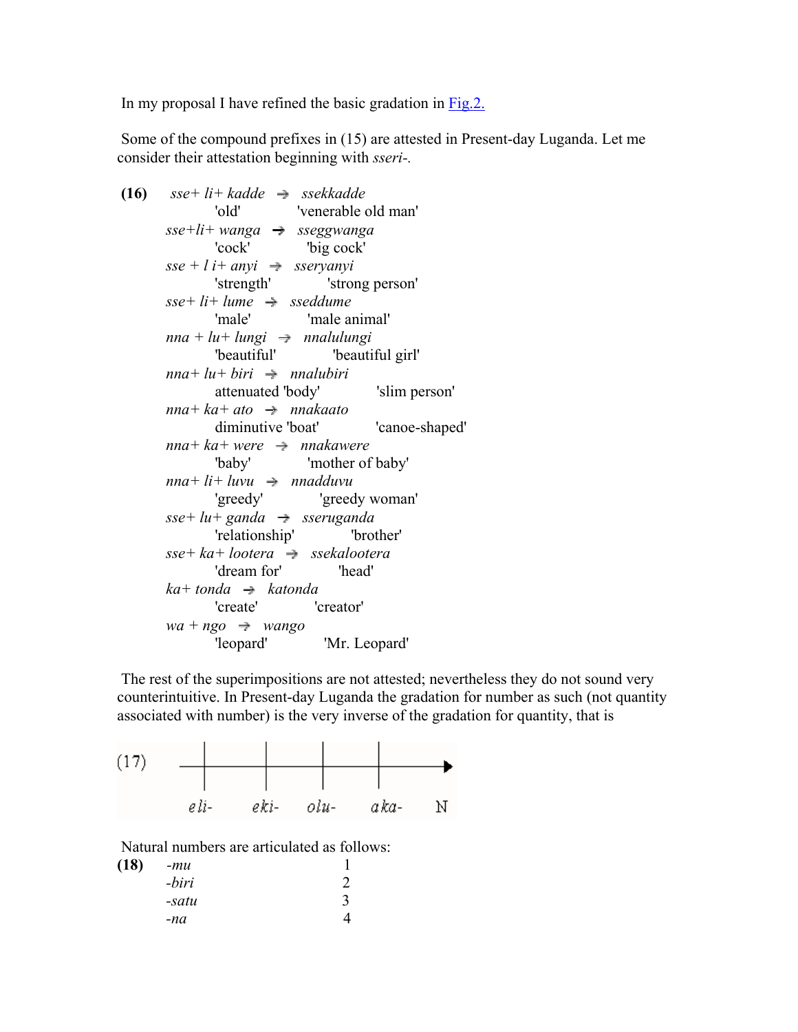In my proposal I have refined the basic gradation in Fig.2.

Some of the compound prefixes in (15) are attested in Present-day Luganda. Let me consider their attestation beginning with *sseri-*.

**(16)**

| | | |
|---|---|---|
| *sse+ li+ kadde* → | *ssekkadde* | |
| 'old' | 'venerable old man' | |
| *sse+li+ wanga* → | *sseggwanga* | |
| 'cock' | 'big cock' | |
| *sse + l i+ anyi* → | *sseryanyi* | |
| 'strength' | 'strong person' | |
| *sse+ li+ lume* → | *sseddume* | |
| 'male' | 'male animal' | |
| *nna + lu+ lungi* → | *nnalulungi* | |
| 'beautiful' | 'beautiful girl' | |
| *nna+ lu+ biri* → | *nnalubiri* | |
| attenuated 'body' | 'slim person' | |
| *nna+ ka+ ato* → | *nnakaato* | |
| diminutive 'boat' | 'canoe-shaped' | |
| *nna+ ka+ were* → | *nnakawere* | |
| 'baby' | 'mother of baby' | |
| *nna+ li+ luvu* → | *nnadduvu* | |
| 'greedy' | 'greedy woman' | |
| *sse+ lu+ ganda* → | *sseruganda* | |
| 'relationship' | 'brother' | |
| *sse+ ka+ lootera* → | *ssekalootera* | |
| 'dream for' | 'head' | |
| *ka+ tonda* → | *katonda* | |
| 'create' | 'creator' | |
| *wa + ngo* → | *wango* | |
| 'leopard' | 'Mr. Leopard' | |

The rest of the superimpositions are not attested; nevertheless they do not sound very counterintuitive. In Present-day Luganda the gradation for number as such (not quantity associated with number) is the very inverse of the gradation for quantity, that is

(17) *eli-* — *eki-* — *olu-* — *aka-* → $\mathbb{N}$

Natural numbers are articulated as follows:

**(18)**

| | |
|---|---|
| *-mu* | 1 |
| *-biri* | 2 |
| *-satu* | 3 |
| *-na* | 4 |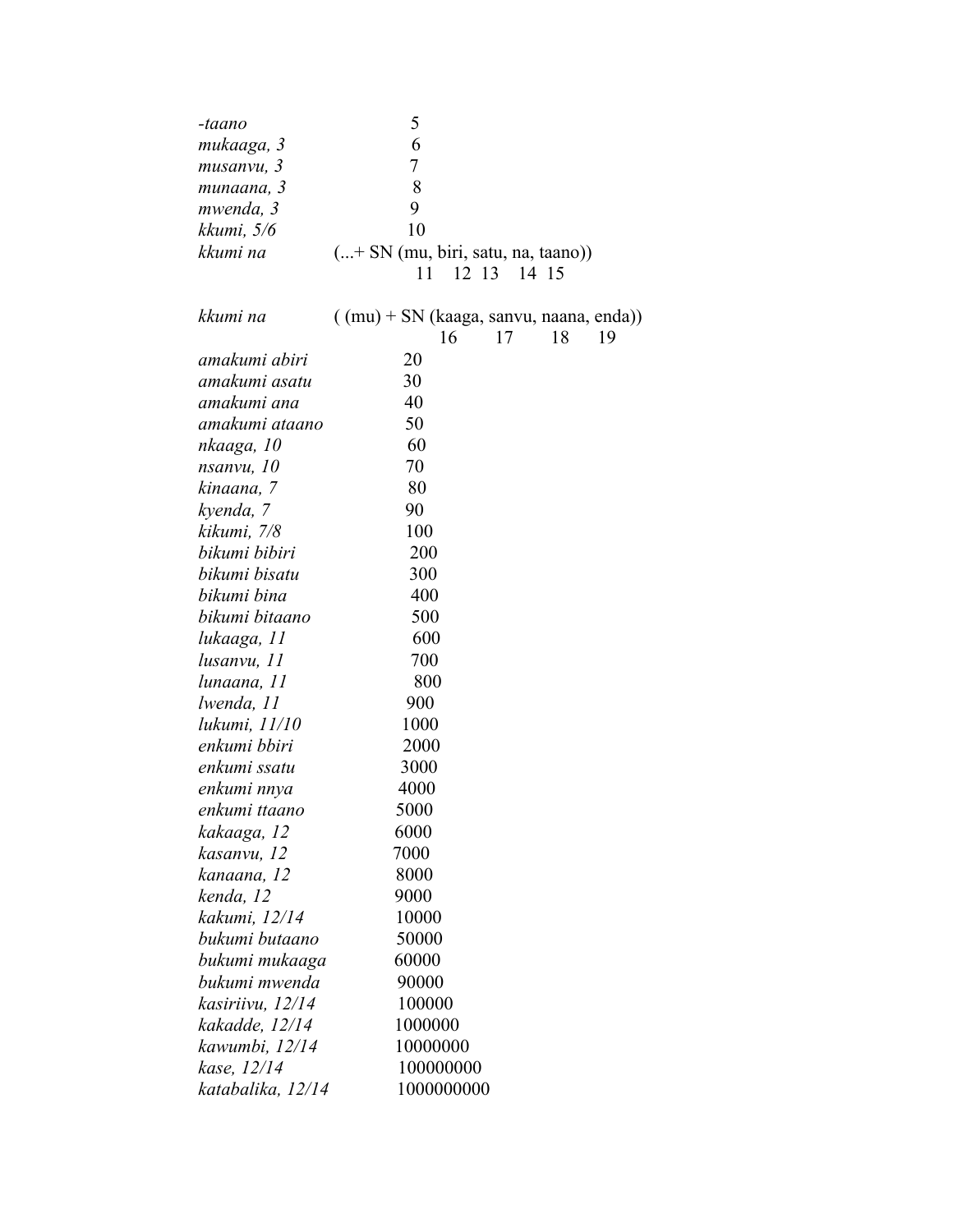| | |
|---|---|
| *-taano* | 5 |
| *mukaaga, 3* | 6 |
| *musanvu, 3* | 7 |
| *munaana, 3* | 8 |
| *mwenda, 3* | 9 |
| *kkumi, 5/6* | 10 |
| *kkumi na* | (...+ SN (mu, biri, satu, na, taano)) <br> 11 12 13 14 15 |
| *kkumi na* | ( (mu) + SN (kaaga, sanvu, naana, enda)) <br> 16 17 18 19 |
| *amakumi abiri* | 20 |
| *amakumi asatu* | 30 |
| *amakumi ana* | 40 |
| *amakumi ataano* | 50 |
| *nkaaga, 10* | 60 |
| *nsanvu, 10* | 70 |
| *kinaana, 7* | 80 |
| *kyenda, 7* | 90 |
| *kikumi, 7/8* | 100 |
| *bikumi bibiri* | 200 |
| *bikumi bisatu* | 300 |
| *bikumi bina* | 400 |
| *bikumi bitaano* | 500 |
| *lukaaga, 11* | 600 |
| *lusanvu, 11* | 700 |
| *lunaana, 11* | 800 |
| *lwenda, 11* | 900 |
| *lukumi, 11/10* | 1000 |
| *enkumi bbiri* | 2000 |
| *enkumi ssatu* | 3000 |
| *enkumi nnya* | 4000 |
| *enkumi ttaano* | 5000 |
| *kakaaga, 12* | 6000 |
| *kasanvu, 12* | 7000 |
| *kanaana, 12* | 8000 |
| *kenda, 12* | 9000 |
| *kakumi, 12/14* | 10000 |
| *bukumi butaano* | 50000 |
| *bukumi mukaaga* | 60000 |
| *bukumi mwenda* | 90000 |
| *kasiriivu, 12/14* | 100000 |
| *kakadde, 12/14* | 1000000 |
| *kawumbi, 12/14* | 10000000 |
| *kase, 12/14* | 100000000 |
| *katabalika, 12/14* | 1000000000 |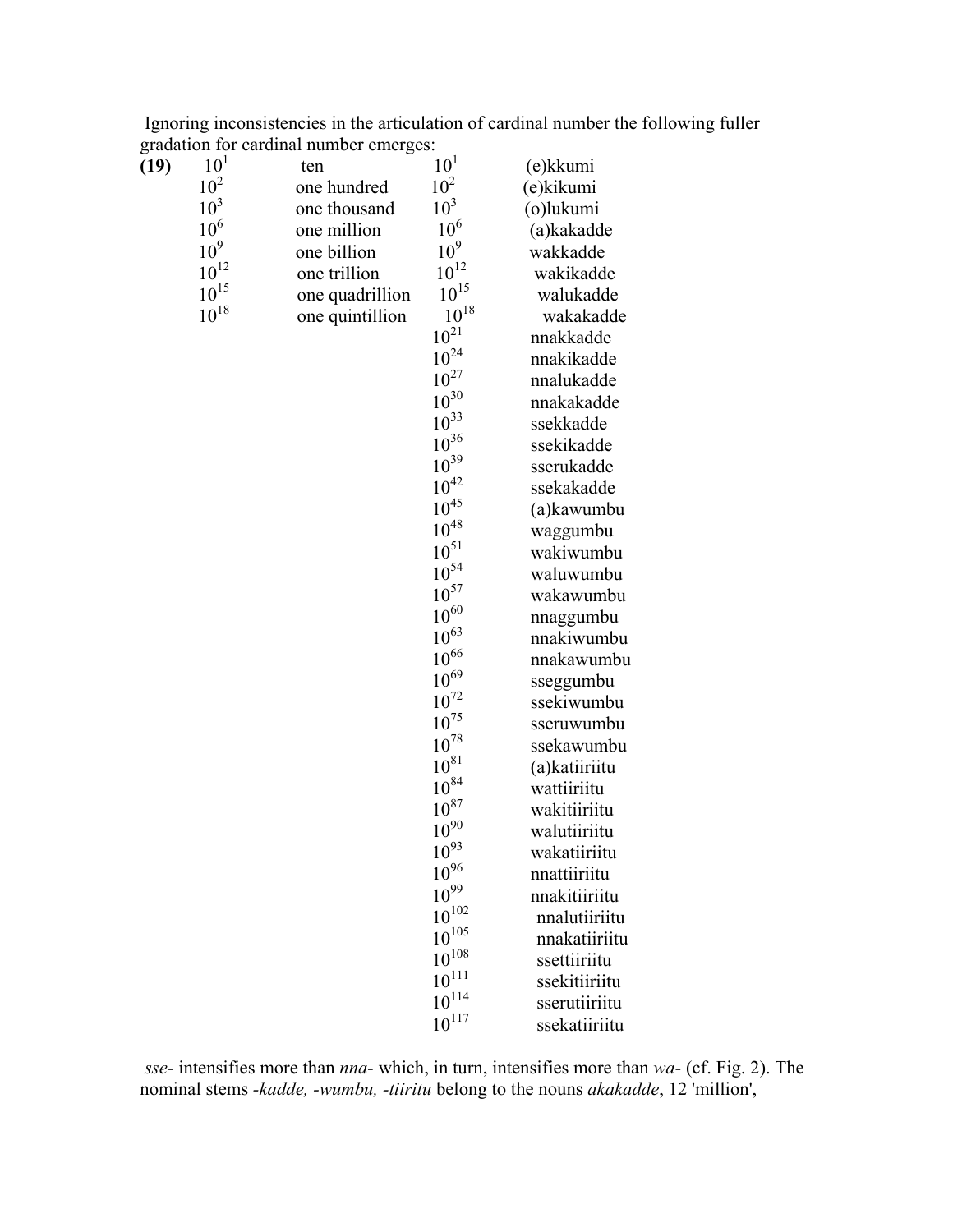Ignoring inconsistencies in the articulation of cardinal number the following fuller gradation for cardinal number emerges:

**(19)**

| | | | |
|---|---|---|---|
| $10^1$ | ten | $10^1$ | (e)kkumi |
| $10^2$ | one hundred | $10^2$ | (e)kikumi |
| $10^3$ | one thousand | $10^3$ | (o)lukumi |
| $10^6$ | one million | $10^6$ | (a)kakadde |
| $10^9$ | one billion | $10^9$ | wakkadde |
| $10^{12}$ | one trillion | $10^{12}$ | wakikadde |
| $10^{15}$ | one quadrillion | $10^{15}$ | walukadde |
| $10^{18}$ | one quintillion | $10^{18}$ | wakakadde |
| | | $10^{21}$ | nnakkadde |
| | | $10^{24}$ | nnakikadde |
| | | $10^{27}$ | nnalukadde |
| | | $10^{30}$ | nnakakadde |
| | | $10^{33}$ | ssekkadde |
| | | $10^{36}$ | ssekikadde |
| | | $10^{39}$ | sserukadde |
| | | $10^{42}$ | ssekakadde |
| | | $10^{45}$ | (a)kawumbu |
| | | $10^{48}$ | waggumbu |
| | | $10^{51}$ | wakiwumbu |
| | | $10^{54}$ | waluwumbu |
| | | $10^{57}$ | wakawumbu |
| | | $10^{60}$ | nnaggumbu |
| | | $10^{63}$ | nnakiwumbu |
| | | $10^{66}$ | nnakawumbu |
| | | $10^{69}$ | sseggumbu |
| | | $10^{72}$ | ssekiwumbu |
| | | $10^{75}$ | sseruwumbu |
| | | $10^{78}$ | ssekawumbu |
| | | $10^{81}$ | (a)katiiriitu |
| | | $10^{84}$ | wattiiriitu |
| | | $10^{87}$ | wakitiiriitu |
| | | $10^{90}$ | walutiiriitu |
| | | $10^{93}$ | wakatiiriitu |
| | | $10^{96}$ | nnattiiriitu |
| | | $10^{99}$ | nnakitiiriitu |
| | | $10^{102}$ | nnalutiiriitu |
| | | $10^{105}$ | nnakatiiriitu |
| | | $10^{108}$ | ssettiiriitu |
| | | $10^{111}$ | ssekitiiriitu |
| | | $10^{114}$ | sserutiiriitu |
| | | $10^{117}$ | ssekatiiriitu |

*sse-* intensifies more than *nna-* which, in turn, intensifies more than *wa-* (cf. Fig. 2). The nominal stems *-kadde, -wumbu, -tiiritu* belong to the nouns *akakadde*, 12 'million',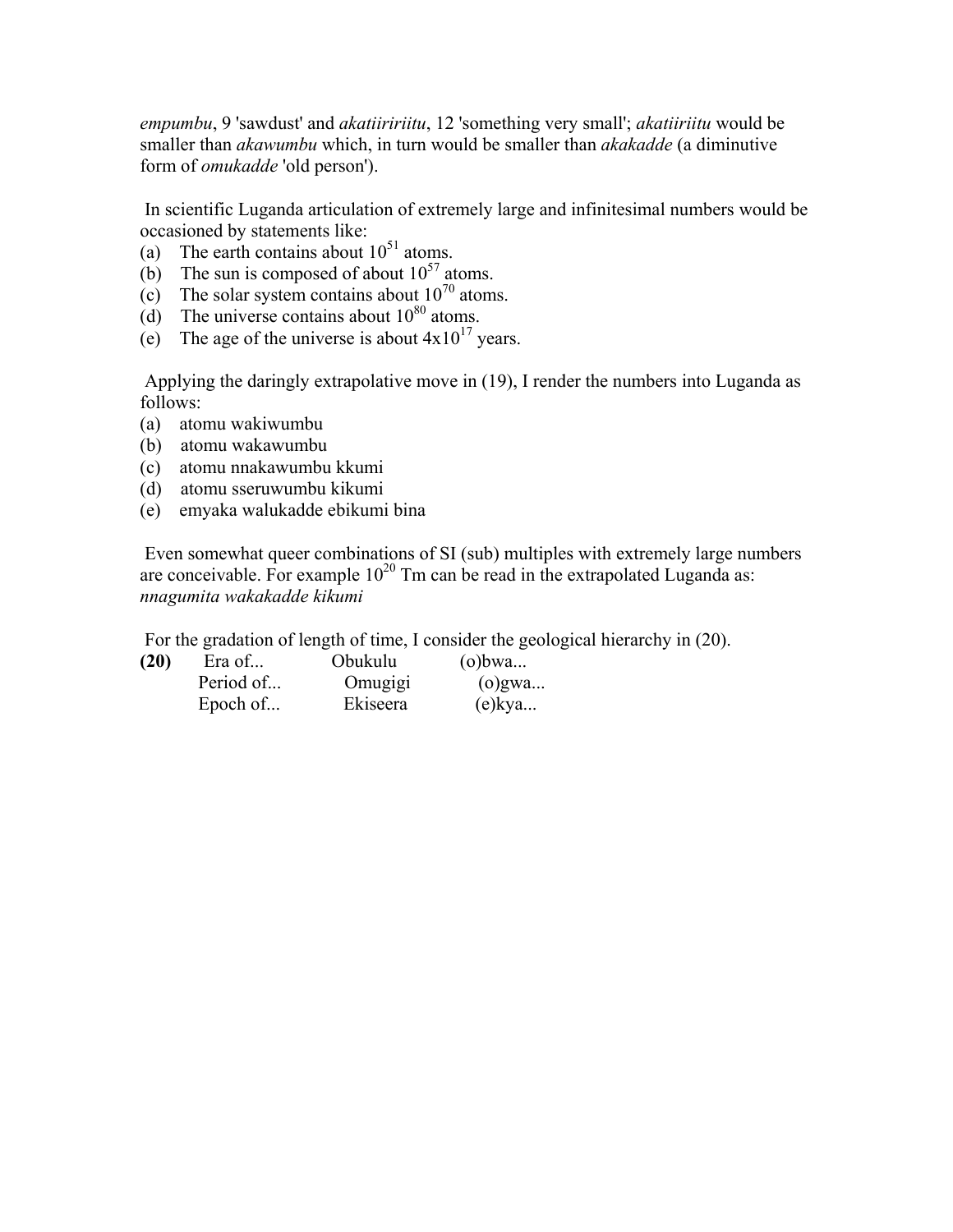*empumbu*, 9 'sawdust' and *akatiiririitu*, 12 'something very small'; *akatiiriitu* would be smaller than *akawumbu* which, in turn would be smaller than *akakadde* (a diminutive form of *omukadde* 'old person').

In scientific Luganda articulation of extremely large and infinitesimal numbers would be occasioned by statements like:

(a) The earth contains about $10^{51}$ atoms.
(b) The sun is composed of about $10^{57}$ atoms.
(c) The solar system contains about $10^{70}$ atoms.
(d) The universe contains about $10^{80}$ atoms.
(e) The age of the universe is about $4x10^{17}$ years.

Applying the daringly extrapolative move in (19), I render the numbers into Luganda as follows:

(a) atomu wakiwumbu
(b) atomu wakawumbu
(c) atomu nnakawumbu kkumi
(d) atomu sseruwumbu kikumi
(e) emyaka walukadde ebikumi bina

Even somewhat queer combinations of SI (sub) multiples with extremely large numbers are conceivable. For example $10^{20}$ Tm can be read in the extrapolated Luganda as: *nnagumita wakakadde kikumi*

For the gradation of length of time, I consider the geological hierarchy in (20).

| **(20)** | | | |
|---|---|---|---|
| | Era of... | Obukulu | (o)bwa... |
| | Period of... | Omugigi | (o)gwa... |
| | Epoch of... | Ekiseera | (e)kya... |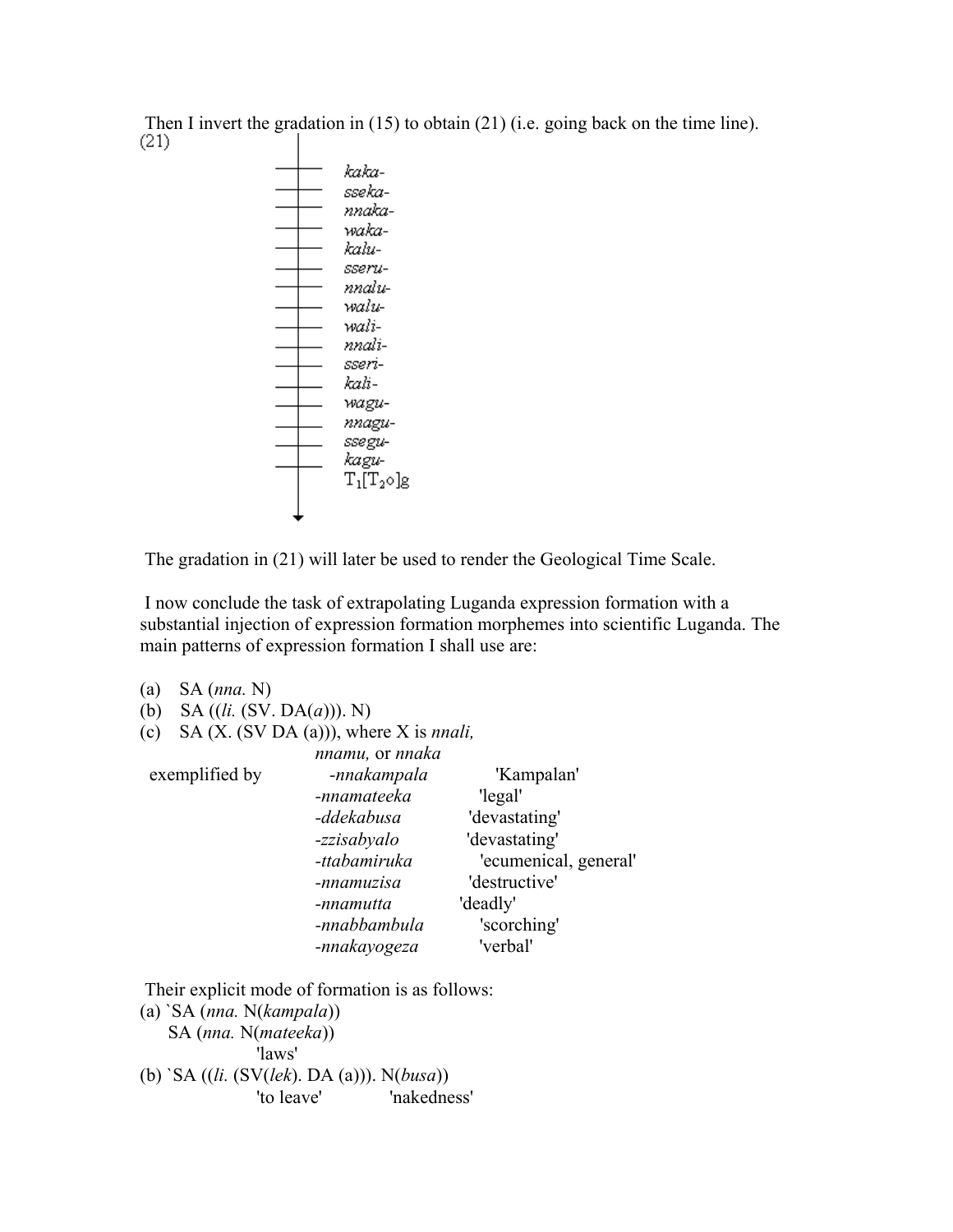Then I invert the gradation in (15) to obtain (21) (i.e. going back on the time line).

(21)

*kaka-*
*sseka-*
*nnaka-*
*waka-*
*kalu-*
*sseru-*
*nnalu-*
*walu-*
*wali-*
*nnali-*
*sseri-*
*kali-*
*wagu-*
*nnagu-*
*ssegu-*
*kagu-*
$T_1[T_2\circ]g$

The gradation in (21) will later be used to render the Geological Time Scale.

I now conclude the task of extrapolating Luganda expression formation with a substantial injection of expression formation morphemes into scientific Luganda. The main patterns of expression formation I shall use are:

(a) SA (*nna.* N)
(b) SA ((*li.* (SV. DA(*a*))). N)
(c) SA (X. (SV DA (a))), where X is *nnali, nnamu,* or *nnaka*

exemplified by

| | |
|---|---|
| *-nnakampala* | 'Kampalan' |
| *-nnamateeka* | 'legal' |
| *-ddekabusa* | 'devastating' |
| *-zzisabyalo* | 'devastating' |
| *-ttabamiruka* | 'ecumenical, general' |
| *-nnamuzisa* | 'destructive' |
| *-nnamutta* | 'deadly' |
| *-nnabbambula* | 'scorching' |
| *-nnakayogeza* | 'verbal' |

Their explicit mode of formation is as follows:

(a) \`SA (*nna.* N(*kampala*))
SA (*nna.* N(*mateeka*))
'laws'

(b) \`SA ((*li.* (SV(*lek*). DA (a))). N(*busa*))
'to leave' 'nakedness'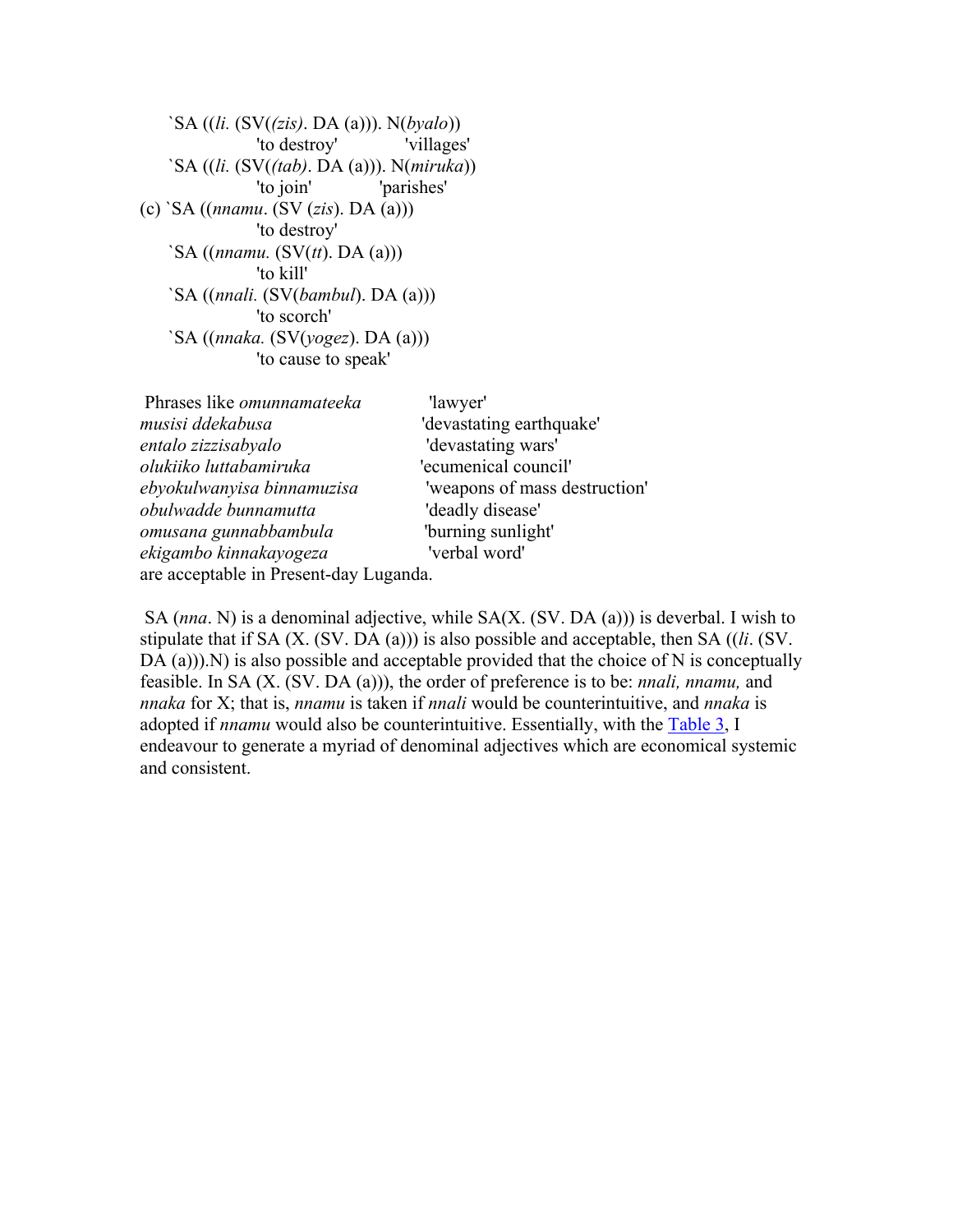`SA ((*li.* (SV(*(zis)*. DA (a))). N(*byalo*))
'to destroy' 'villages'

`SA ((*li.* (SV(*(tab)*. DA (a))). N(*miruka*))
'to join' 'parishes'

(c) `SA ((*nnamu*. (SV (*zis*). DA (a)))
'to destroy'

`SA ((*nnamu.* (SV(*tt*). DA (a)))
'to kill'

`SA ((*nnali.* (SV(*bambul*). DA (a)))
'to scorch'

`SA ((*nnaka.* (SV(*yogez*). DA (a)))
'to cause to speak'

Phrases like *omunnamateeka* 'lawyer'
*musisi ddekabusa* 'devastating earthquake'
*entalo zizzisabyalo* 'devastating wars'
*olukiiko luttabamiruka* 'ecumenical council'
*ebyokulwanyisa binnamuzisa* 'weapons of mass destruction'
*obulwadde bunnamutta* 'deadly disease'
*omusana gunnabbambula* 'burning sunlight'
*ekigambo kinnakayogeza* 'verbal word'
are acceptable in Present-day Luganda.

SA (*nna*. N) is a denominal adjective, while SA(X. (SV. DA (a))) is deverbal. I wish to stipulate that if SA (X. (SV. DA (a))) is also possible and acceptable, then SA ((*li*. (SV. DA (a))).N) is also possible and acceptable provided that the choice of N is conceptually feasible. In SA (X. (SV. DA (a))), the order of preference is to be: *nnali, nnamu,* and *nnaka* for X; that is, *nnamu* is taken if *nnali* would be counterintuitive, and *nnaka* is adopted if *nnamu* would also be counterintuitive. Essentially, with the Table 3, I endeavour to generate a myriad of denominal adjectives which are economical systemic and consistent.